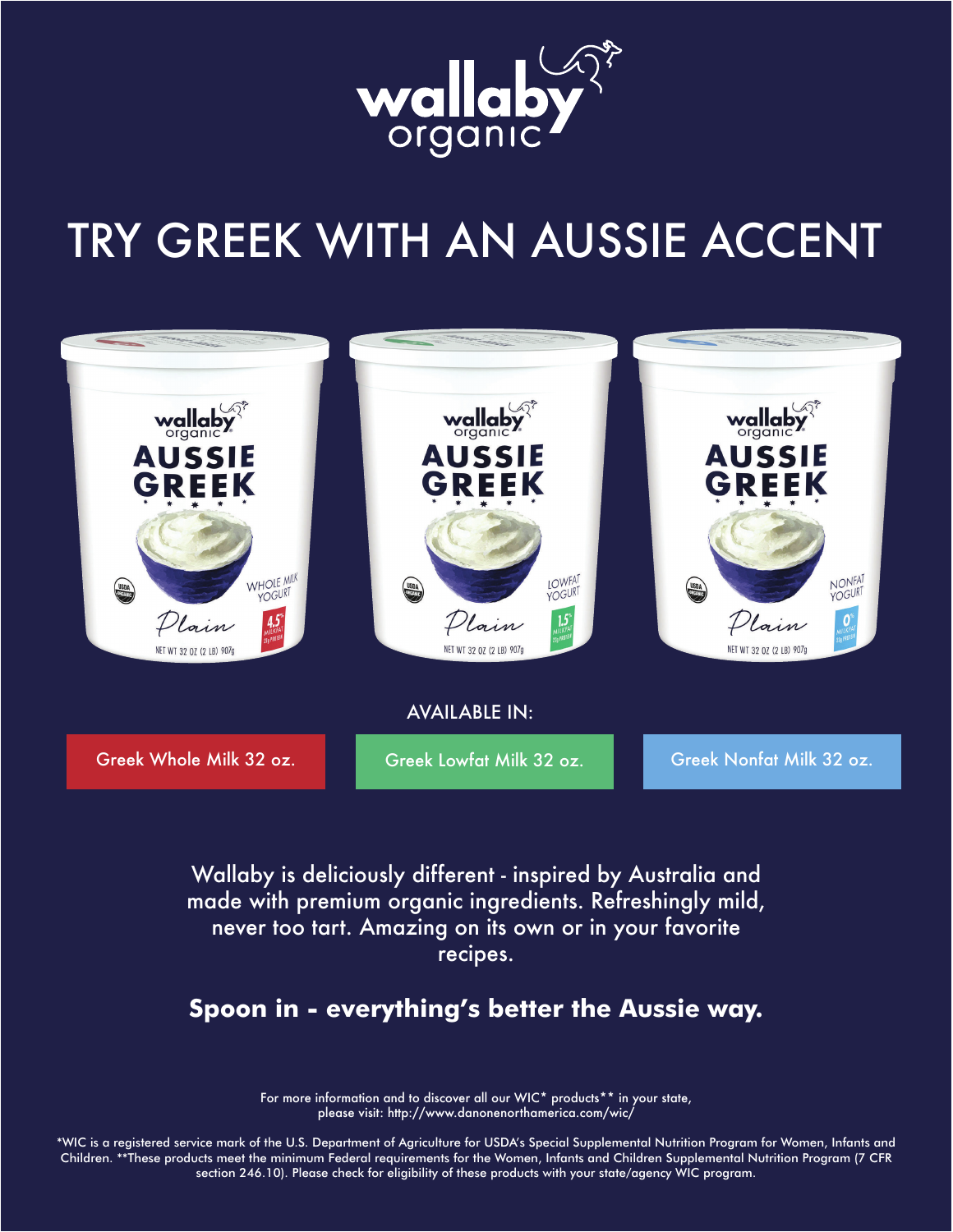wallaby organic

# TRY GREEK WITH AN AUSSIE ACCENT

AVAILABLE IN:

Greek Whole Milk 32 oz.

Greek Lowfat Milk 32 oz.

Greek Nonfat Milk 32 oz.

Wallaby is deliciously different - inspired by Australia and made with premium organic ingredients. Refreshingly mild, never too tart. Amazing on its own or in your favorite recipes.

**Spoon in - everything's better the Aussie way.**

For more information and to discover all our WIC* products** in your state, please visit: http://www.danonenorthamerica.com/wic/

*WIC is a registered service mark of the U.S. Department of Agriculture for USDA's Special Supplemental Nutrition Program for Women, Infants and Children. **These products meet the minimum Federal requirements for the Women, Infants and Children Supplemental Nutrition Program (7 CFR section 246.10). Please check for eligibility of these products with your state/agency WIC program.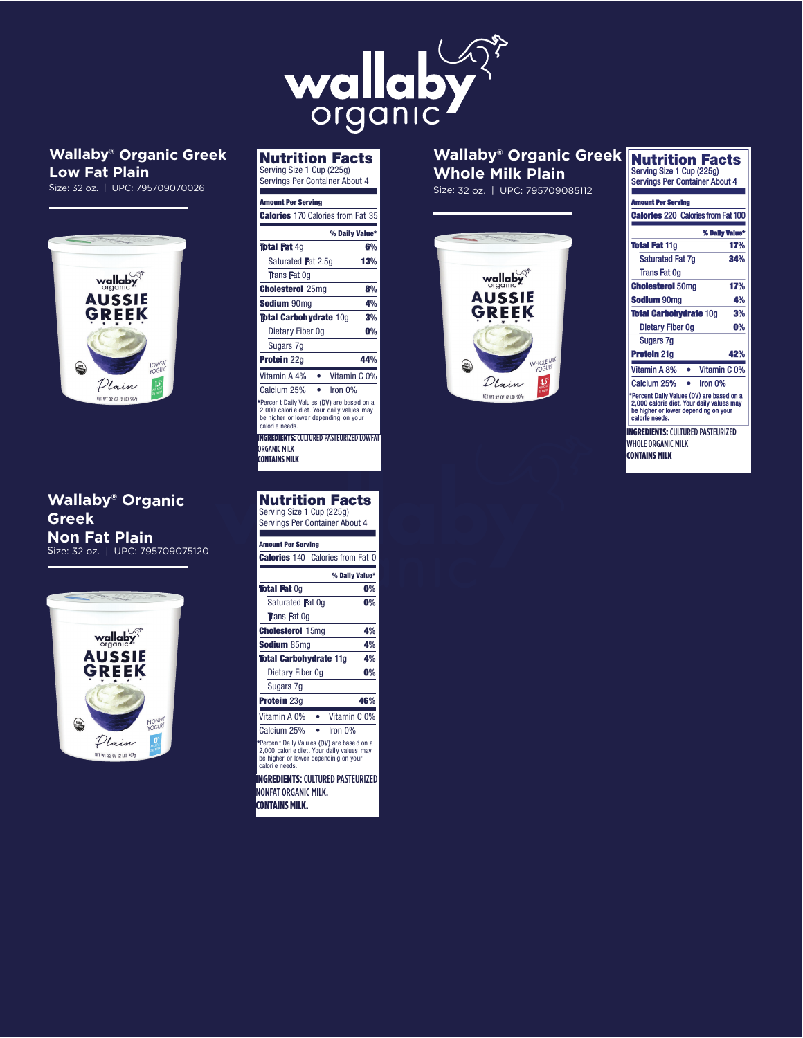# wallaby organic

## Wallaby® Organic Greek Low Fat Plain

Size: 32 oz. | UPC: 795709070026

**Nutrition Facts**
Serving Size 1 Cup (225g)
Servings Per Container About 4

| Amount Per Serving | |
|---|---|
| **Calories** 170 Calories from Fat 35 | |
| | **% Daily Value*** |
| **Total Fat** 4g | **6%** |
| Saturated Fat 2.5g | **13%** |
| Trans Fat 0g | |
| **Cholesterol** 25mg | **8%** |
| **Sodium** 90mg | **4%** |
| **Total Carbohydrate** 10g | **3%** |
| Dietary Fiber 0g | **0%** |
| Sugars 7g | |
| **Protein** 22g | **44%** |
| Vitamin A 4% • Vitamin C 0% | |
| Calcium 25% • Iron 0% | |

*Percent Daily Values (DV) are based on a 2,000 calorie diet. Your daily values may be higher or lower depending on your calorie needs.

**INGREDIENTS:** CULTURED PASTEURIZED LOWFAT ORGANIC MILK
**CONTAINS MILK**

## Wallaby® Organic Greek Whole Milk Plain

Size: 32 oz. | UPC: 795709085112

**Nutrition Facts**
Serving Size 1 Cup (225g)
Servings Per Container About 4

| Amount Per Serving | |
|---|---|
| **Calories** 220 Calories from Fat 100 | |
| | **% Daily Value*** |
| **Total Fat** 11g | **17%** |
| Saturated Fat 7g | **34%** |
| Trans Fat 0g | |
| **Cholesterol** 50mg | **17%** |
| **Sodium** 90mg | **4%** |
| **Total Carbohydrate** 10g | **3%** |
| Dietary Fiber 0g | **0%** |
| Sugars 7g | |
| **Protein** 21g | **42%** |
| Vitamin A 8% • Vitamin C 0% | |
| Calcium 25% • Iron 0% | |

*Percent Daily Values (DV) are based on a 2,000 calorie diet. Your daily values may be higher or lower depending on your calorie needs.

**INGREDIENTS:** CULTURED PASTEURIZED WHOLE ORGANIC MILK
**CONTAINS MILK**

## Wallaby® Organic Greek Non Fat Plain

Size: 32 oz. | UPC: 795709075120

**Nutrition Facts**
Serving Size 1 Cup (225g)
Servings Per Container About 4

| Amount Per Serving | |
|---|---|
| **Calories** 140 Calories from Fat 0 | |
| | **% Daily Value*** |
| **Total Fat** 0g | **0%** |
| Saturated Fat 0g | **0%** |
| Trans Fat 0g | |
| **Cholesterol** 15mg | **4%** |
| **Sodium** 85mg | **4%** |
| **Total Carbohydrate** 11g | **4%** |
| Dietary Fiber 0g | **0%** |
| Sugars 7g | |
| **Protein** 23g | **46%** |
| Vitamin A 0% • Vitamin C 0% | |
| Calcium 25% • Iron 0% | |

*Percent Daily Values (DV) are based on a 2,000 calorie diet. Your daily values may be higher or lower depending on your calorie needs.

**INGREDIENTS:** CULTURED PASTEURIZED NONFAT ORGANIC MILK.
**CONTAINS MILK.**